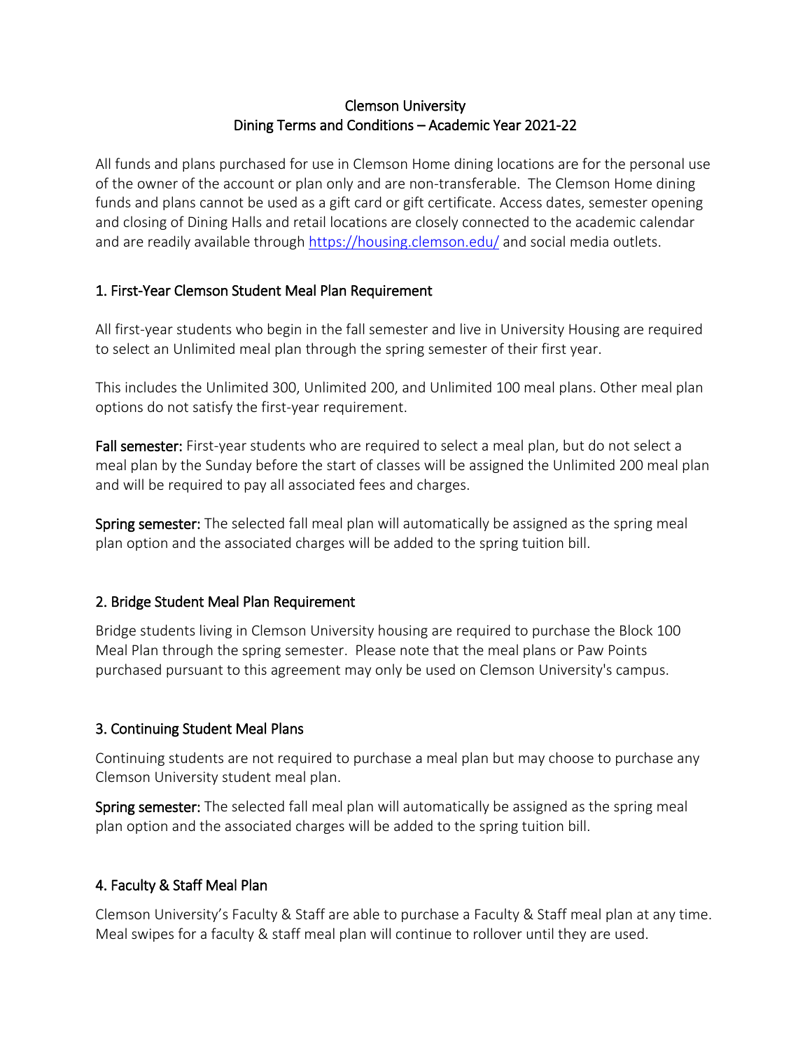# Clemson University
## Dining Terms and Conditions – Academic Year 2021-22

All funds and plans purchased for use in Clemson Home dining locations are for the personal use of the owner of the account or plan only and are non-transferable. The Clemson Home dining funds and plans cannot be used as a gift card or gift certificate. Access dates, semester opening and closing of Dining Halls and retail locations are closely connected to the academic calendar and are readily available through [https://housing.clemson.edu/](https://housing.clemson.edu/) and social media outlets.

### 1. First-Year Clemson Student Meal Plan Requirement

All first-year students who begin in the fall semester and live in University Housing are required to select an Unlimited meal plan through the spring semester of their first year.

This includes the Unlimited 300, Unlimited 200, and Unlimited 100 meal plans. Other meal plan options do not satisfy the first-year requirement.

**Fall semester:** First-year students who are required to select a meal plan, but do not select a meal plan by the Sunday before the start of classes will be assigned the Unlimited 200 meal plan and will be required to pay all associated fees and charges.

**Spring semester:** The selected fall meal plan will automatically be assigned as the spring meal plan option and the associated charges will be added to the spring tuition bill.

### 2. Bridge Student Meal Plan Requirement

Bridge students living in Clemson University housing are required to purchase the Block 100 Meal Plan through the spring semester. Please note that the meal plans or Paw Points purchased pursuant to this agreement may only be used on Clemson University's campus.

### 3. Continuing Student Meal Plans

Continuing students are not required to purchase a meal plan but may choose to purchase any Clemson University student meal plan.

**Spring semester:** The selected fall meal plan will automatically be assigned as the spring meal plan option and the associated charges will be added to the spring tuition bill.

### 4. Faculty & Staff Meal Plan

Clemson University's Faculty & Staff are able to purchase a Faculty & Staff meal plan at any time. Meal swipes for a faculty & staff meal plan will continue to rollover until they are used.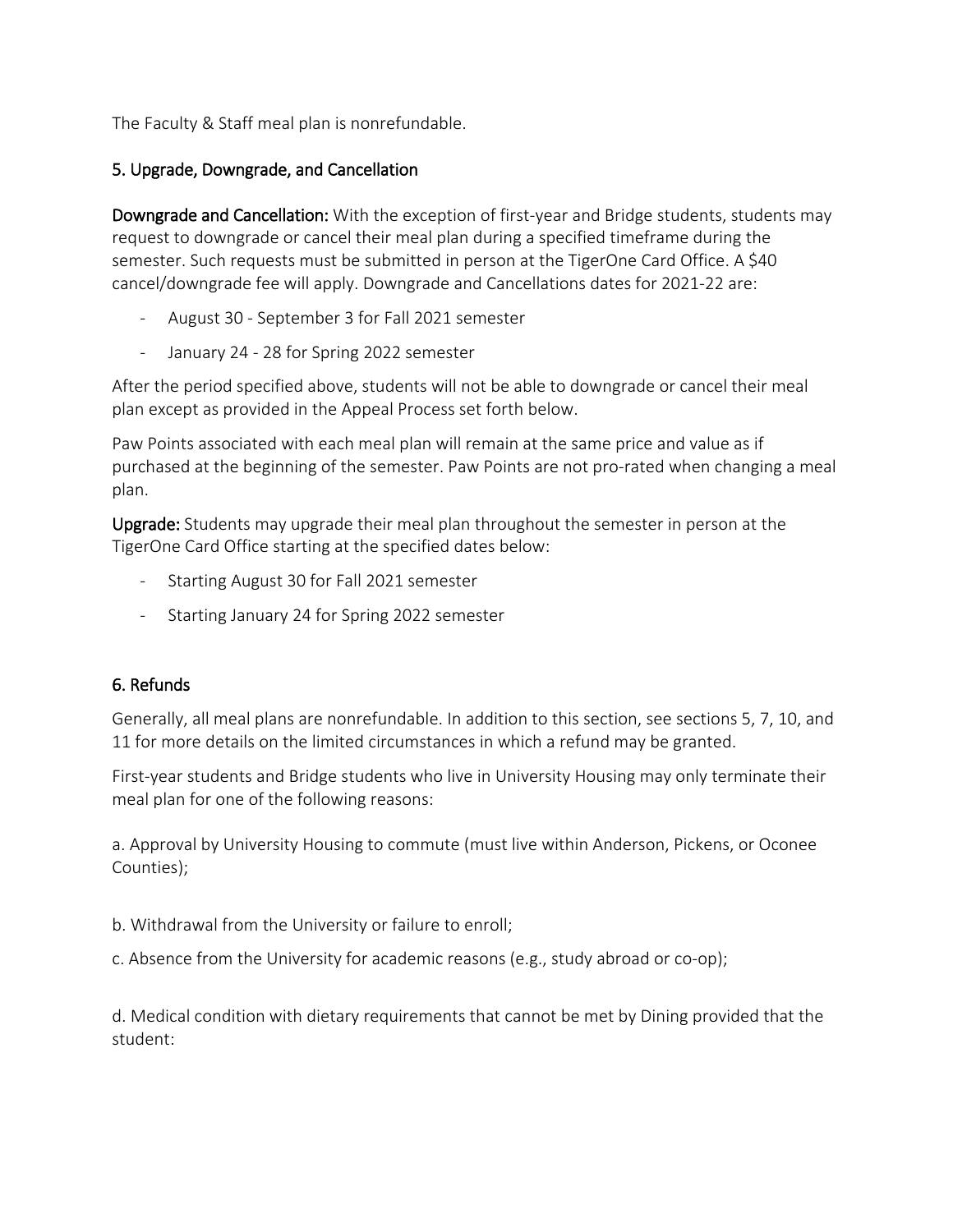The Faculty & Staff meal plan is nonrefundable.

## 5. Upgrade, Downgrade, and Cancellation

**Downgrade and Cancellation:** With the exception of first-year and Bridge students, students may request to downgrade or cancel their meal plan during a specified timeframe during the semester. Such requests must be submitted in person at the TigerOne Card Office. A $40 cancel/downgrade fee will apply. Downgrade and Cancellations dates for 2021-22 are:

- August 30 - September 3 for Fall 2021 semester
- January 24 - 28 for Spring 2022 semester

After the period specified above, students will not be able to downgrade or cancel their meal plan except as provided in the Appeal Process set forth below.

Paw Points associated with each meal plan will remain at the same price and value as if purchased at the beginning of the semester. Paw Points are not pro-rated when changing a meal plan.

**Upgrade:** Students may upgrade their meal plan throughout the semester in person at the TigerOne Card Office starting at the specified dates below:

- Starting August 30 for Fall 2021 semester
- Starting January 24 for Spring 2022 semester

## 6. Refunds

Generally, all meal plans are nonrefundable. In addition to this section, see sections 5, 7, 10, and 11 for more details on the limited circumstances in which a refund may be granted.

First-year students and Bridge students who live in University Housing may only terminate their meal plan for one of the following reasons:

a. Approval by University Housing to commute (must live within Anderson, Pickens, or Oconee Counties);

b. Withdrawal from the University or failure to enroll;

c. Absence from the University for academic reasons (e.g., study abroad or co-op);

d. Medical condition with dietary requirements that cannot be met by Dining provided that the student: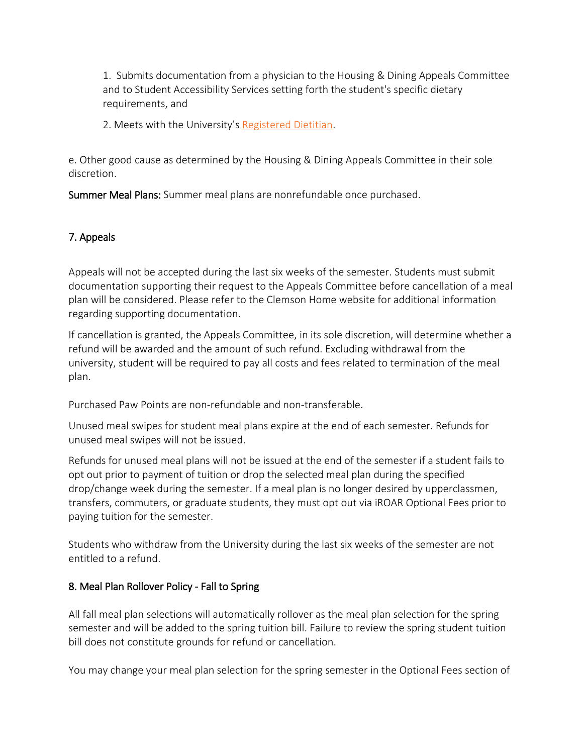1. Submits documentation from a physician to the Housing & Dining Appeals Committee and to Student Accessibility Services setting forth the student's specific dietary requirements, and

2. Meets with the University's Registered Dietitian.

e. Other good cause as determined by the Housing & Dining Appeals Committee in their sole discretion.

**Summer Meal Plans:** Summer meal plans are nonrefundable once purchased.

## 7. Appeals

Appeals will not be accepted during the last six weeks of the semester. Students must submit documentation supporting their request to the Appeals Committee before cancellation of a meal plan will be considered. Please refer to the Clemson Home website for additional information regarding supporting documentation.

If cancellation is granted, the Appeals Committee, in its sole discretion, will determine whether a refund will be awarded and the amount of such refund. Excluding withdrawal from the university, student will be required to pay all costs and fees related to termination of the meal plan.

Purchased Paw Points are non-refundable and non-transferable.

Unused meal swipes for student meal plans expire at the end of each semester. Refunds for unused meal swipes will not be issued.

Refunds for unused meal plans will not be issued at the end of the semester if a student fails to opt out prior to payment of tuition or drop the selected meal plan during the specified drop/change week during the semester. If a meal plan is no longer desired by upperclassmen, transfers, commuters, or graduate students, they must opt out via iROAR Optional Fees prior to paying tuition for the semester.

Students who withdraw from the University during the last six weeks of the semester are not entitled to a refund.

## 8. Meal Plan Rollover Policy - Fall to Spring

All fall meal plan selections will automatically rollover as the meal plan selection for the spring semester and will be added to the spring tuition bill. Failure to review the spring student tuition bill does not constitute grounds for refund or cancellation.

You may change your meal plan selection for the spring semester in the Optional Fees section of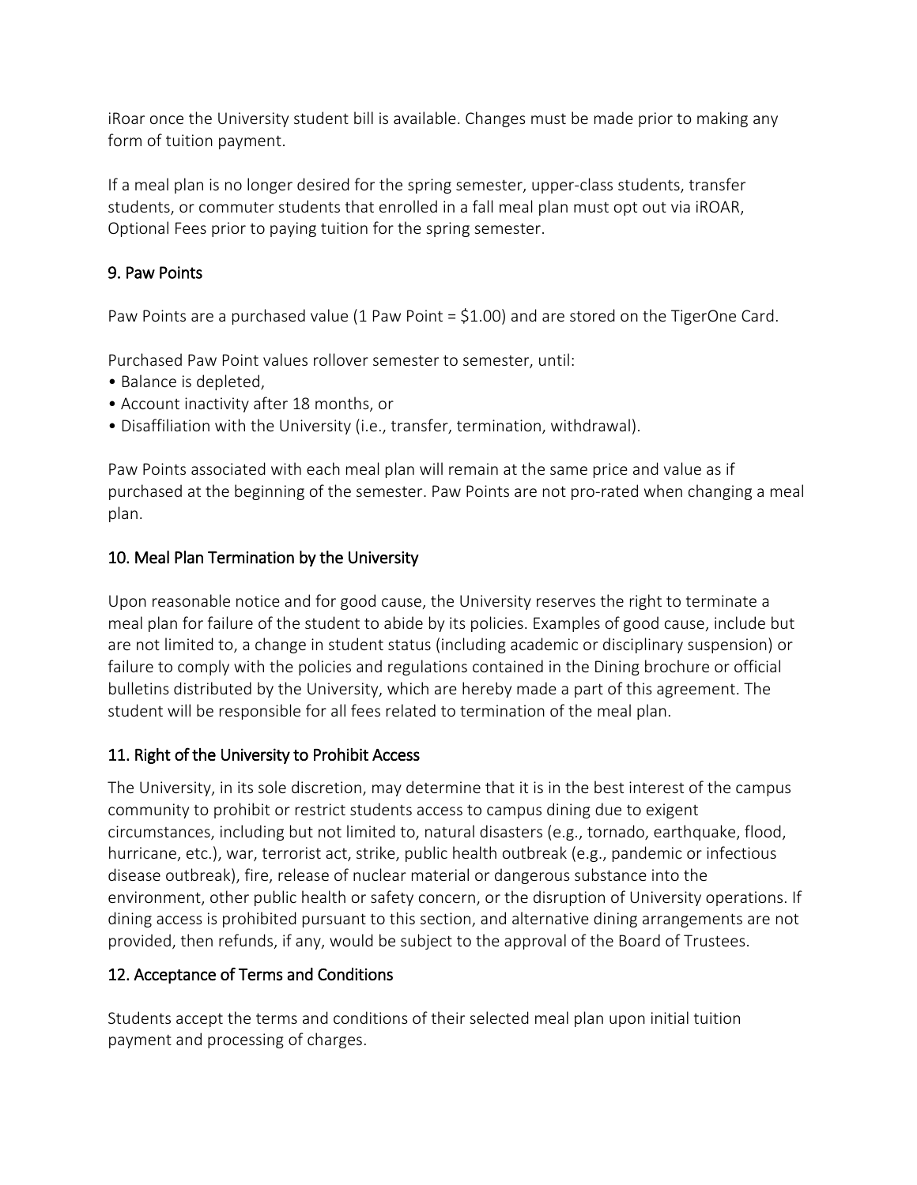iRoar once the University student bill is available. Changes must be made prior to making any form of tuition payment.

If a meal plan is no longer desired for the spring semester, upper-class students, transfer students, or commuter students that enrolled in a fall meal plan must opt out via iROAR, Optional Fees prior to paying tuition for the spring semester.

## 9. Paw Points

Paw Points are a purchased value (1 Paw Point = $1.00) and are stored on the TigerOne Card.

Purchased Paw Point values rollover semester to semester, until:

- Balance is depleted,
- Account inactivity after 18 months, or
- Disaffiliation with the University (i.e., transfer, termination, withdrawal).

Paw Points associated with each meal plan will remain at the same price and value as if purchased at the beginning of the semester. Paw Points are not pro-rated when changing a meal plan.

## 10. Meal Plan Termination by the University

Upon reasonable notice and for good cause, the University reserves the right to terminate a meal plan for failure of the student to abide by its policies. Examples of good cause, include but are not limited to, a change in student status (including academic or disciplinary suspension) or failure to comply with the policies and regulations contained in the Dining brochure or official bulletins distributed by the University, which are hereby made a part of this agreement. The student will be responsible for all fees related to termination of the meal plan.

## 11. Right of the University to Prohibit Access

The University, in its sole discretion, may determine that it is in the best interest of the campus community to prohibit or restrict students access to campus dining due to exigent circumstances, including but not limited to, natural disasters (e.g., tornado, earthquake, flood, hurricane, etc.), war, terrorist act, strike, public health outbreak (e.g., pandemic or infectious disease outbreak), fire, release of nuclear material or dangerous substance into the environment, other public health or safety concern, or the disruption of University operations. If dining access is prohibited pursuant to this section, and alternative dining arrangements are not provided, then refunds, if any, would be subject to the approval of the Board of Trustees.

## 12. Acceptance of Terms and Conditions

Students accept the terms and conditions of their selected meal plan upon initial tuition payment and processing of charges.